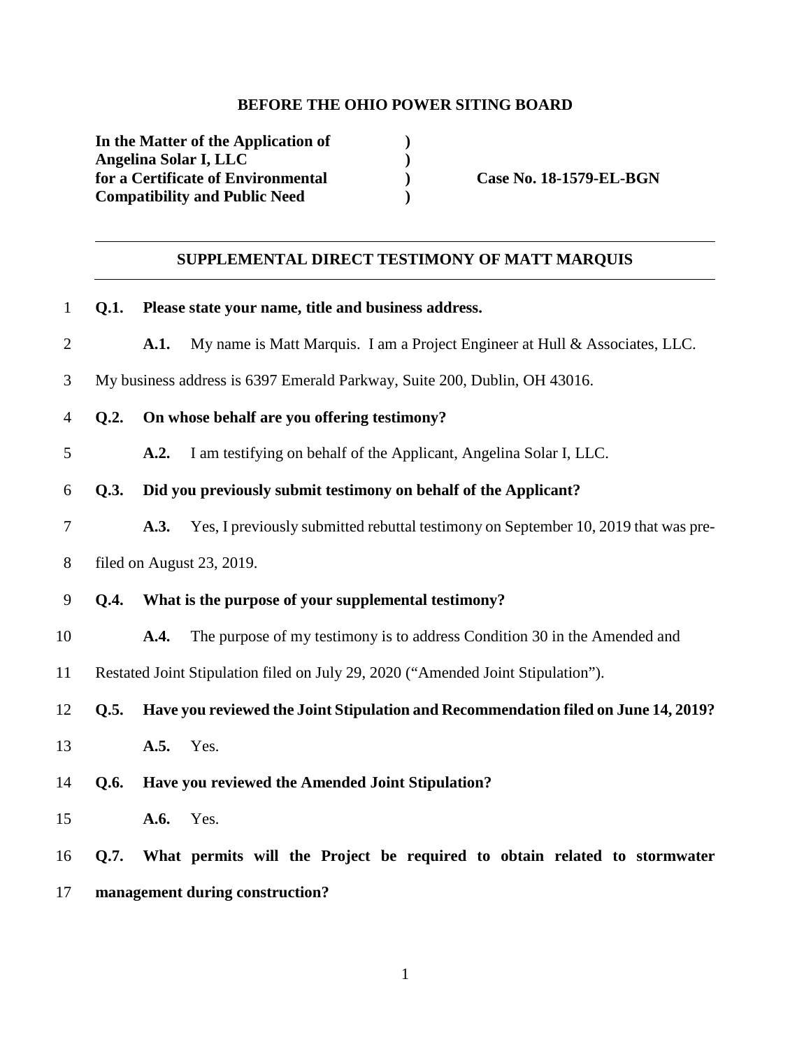**BEFORE THE OHIO POWER SITING BOARD**

| | | |
|---|---|---|
| **In the Matter of the Application of** | **)** | |
| **Angelina Solar I, LLC** | **)** | |
| **for a Certificate of Environmental** | **)** | **Case No. 18-1579-EL-BGN** |
| **Compatibility and Public Need** | **)** | |

---

## SUPPLEMENTAL DIRECT TESTIMONY OF MATT MARQUIS

---

1 **Q.1. Please state your name, title and business address.**

2 **A.1.** My name is Matt Marquis. I am a Project Engineer at Hull & Associates, LLC.

3 My business address is 6397 Emerald Parkway, Suite 200, Dublin, OH 43016.

4 **Q.2. On whose behalf are you offering testimony?**

5 **A.2.** I am testifying on behalf of the Applicant, Angelina Solar I, LLC.

6 **Q.3. Did you previously submit testimony on behalf of the Applicant?**

7 **A.3.** Yes, I previously submitted rebuttal testimony on September 10, 2019 that was pre-

8 filed on August 23, 2019.

9 **Q.4. What is the purpose of your supplemental testimony?**

10 **A.4.** The purpose of my testimony is to address Condition 30 in the Amended and

11 Restated Joint Stipulation filed on July 29, 2020 ("Amended Joint Stipulation").

12 **Q.5. Have you reviewed the Joint Stipulation and Recommendation filed on June 14, 2019?**

13 **A.5.** Yes.

14 **Q.6. Have you reviewed the Amended Joint Stipulation?**

15 **A.6.** Yes.

16 **Q.7. What permits will the Project be required to obtain related to stormwater**

17 **management during construction?**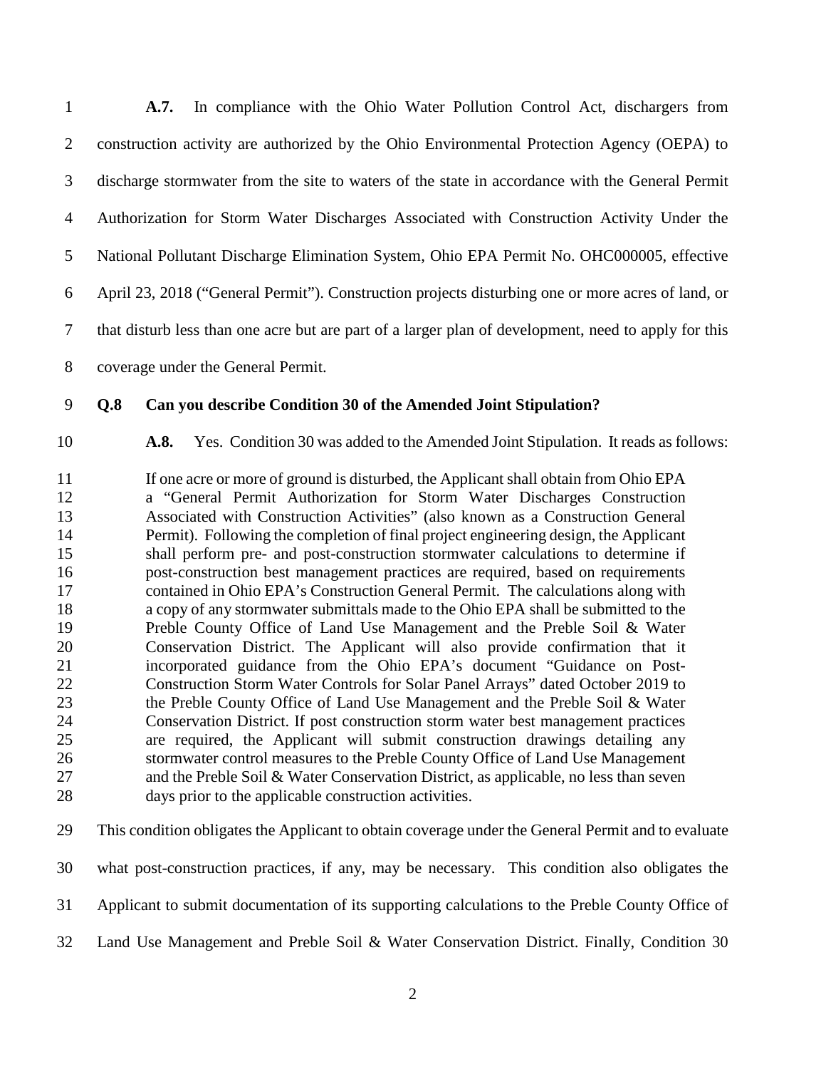**A.7.** In compliance with the Ohio Water Pollution Control Act, dischargers from construction activity are authorized by the Ohio Environmental Protection Agency (OEPA) to discharge stormwater from the site to waters of the state in accordance with the General Permit Authorization for Storm Water Discharges Associated with Construction Activity Under the National Pollutant Discharge Elimination System, Ohio EPA Permit No. OHC000005, effective April 23, 2018 ("General Permit"). Construction projects disturbing one or more acres of land, or that disturb less than one acre but are part of a larger plan of development, need to apply for this coverage under the General Permit.

**Q.8 Can you describe Condition 30 of the Amended Joint Stipulation?**

**A.8.** Yes. Condition 30 was added to the Amended Joint Stipulation. It reads as follows:

> If one acre or more of ground is disturbed, the Applicant shall obtain from Ohio EPA a "General Permit Authorization for Storm Water Discharges Construction Associated with Construction Activities" (also known as a Construction General Permit). Following the completion of final project engineering design, the Applicant shall perform pre- and post-construction stormwater calculations to determine if post-construction best management practices are required, based on requirements contained in Ohio EPA's Construction General Permit. The calculations along with a copy of any stormwater submittals made to the Ohio EPA shall be submitted to the Preble County Office of Land Use Management and the Preble Soil & Water Conservation District. The Applicant will also provide confirmation that it incorporated guidance from the Ohio EPA's document "Guidance on Post-Construction Storm Water Controls for Solar Panel Arrays" dated October 2019 to the Preble County Office of Land Use Management and the Preble Soil & Water Conservation District. If post construction storm water best management practices are required, the Applicant will submit construction drawings detailing any stormwater control measures to the Preble County Office of Land Use Management and the Preble Soil & Water Conservation District, as applicable, no less than seven days prior to the applicable construction activities.

This condition obligates the Applicant to obtain coverage under the General Permit and to evaluate what post-construction practices, if any, may be necessary. This condition also obligates the Applicant to submit documentation of its supporting calculations to the Preble County Office of Land Use Management and Preble Soil & Water Conservation District. Finally, Condition 30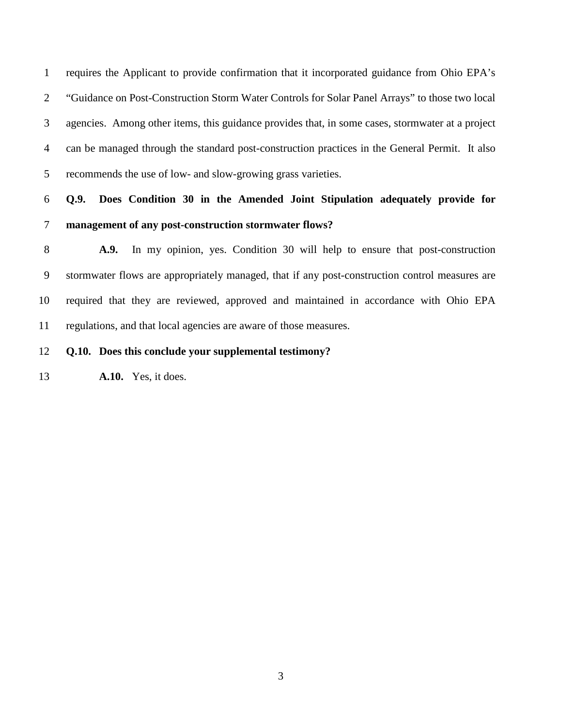requires the Applicant to provide confirmation that it incorporated guidance from Ohio EPA's "Guidance on Post-Construction Storm Water Controls for Solar Panel Arrays" to those two local agencies. Among other items, this guidance provides that, in some cases, stormwater at a project can be managed through the standard post-construction practices in the General Permit. It also recommends the use of low- and slow-growing grass varieties.

**Q.9. Does Condition 30 in the Amended Joint Stipulation adequately provide for management of any post-construction stormwater flows?**

**A.9.** In my opinion, yes. Condition 30 will help to ensure that post-construction stormwater flows are appropriately managed, that if any post-construction control measures are required that they are reviewed, approved and maintained in accordance with Ohio EPA regulations, and that local agencies are aware of those measures.

**Q.10. Does this conclude your supplemental testimony?**

**A.10.** Yes, it does.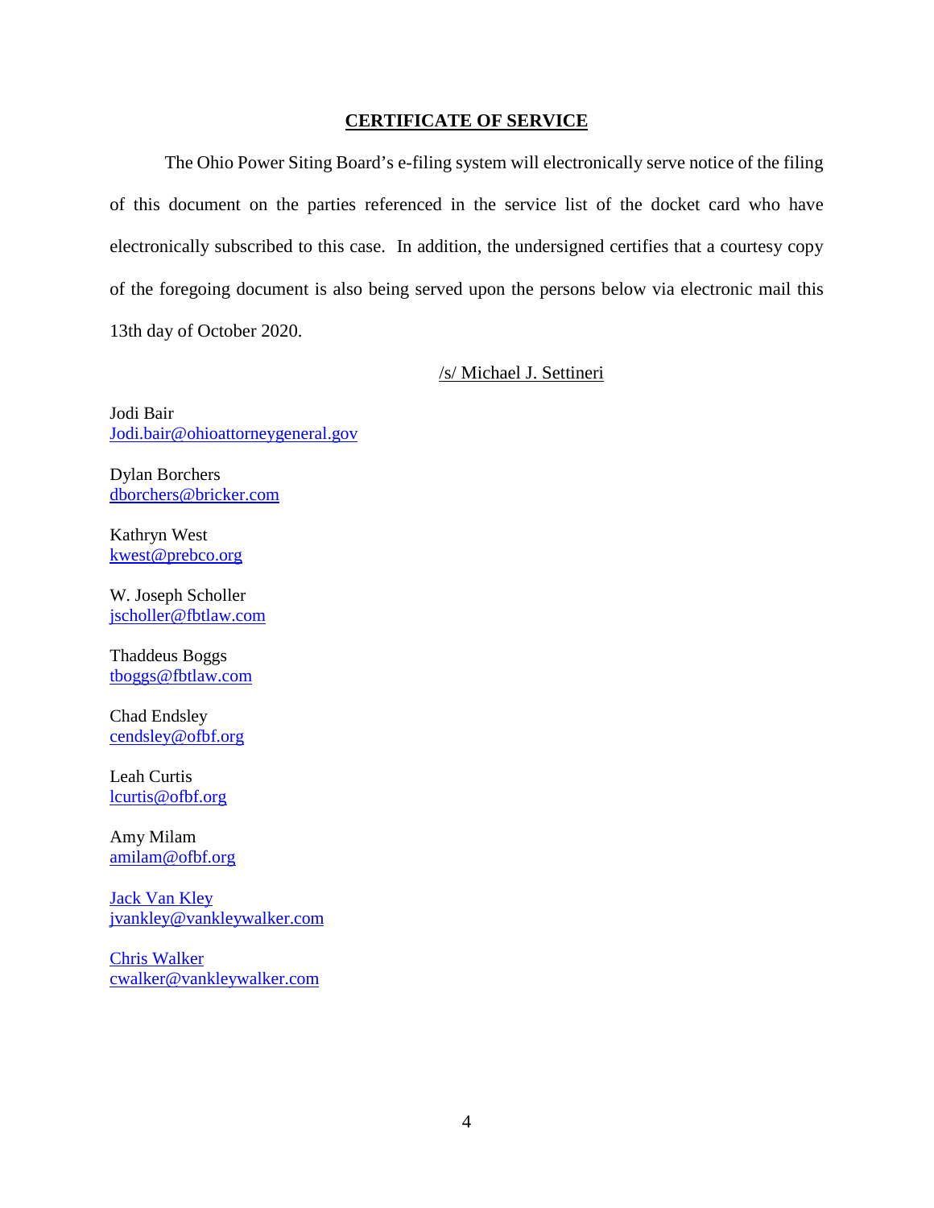## CERTIFICATE OF SERVICE

The Ohio Power Siting Board's e-filing system will electronically serve notice of the filing of this document on the parties referenced in the service list of the docket card who have electronically subscribed to this case. In addition, the undersigned certifies that a courtesy copy of the foregoing document is also being served upon the persons below via electronic mail this 13th day of October 2020.

/s/ Michael J. Settineri

Jodi Bair
Jodi.bair@ohioattorneygeneral.gov

Dylan Borchers
dborchers@bricker.com

Kathryn West
kwest@prebco.org

W. Joseph Scholler
jscholler@fbtlaw.com

Thaddeus Boggs
tboggs@fbtlaw.com

Chad Endsley
cendsley@ofbf.org

Leah Curtis
lcurtis@ofbf.org

Amy Milam
amilam@ofbf.org

Jack Van Kley
jvankley@vankleywalker.com

Chris Walker
cwalker@vankleywalker.com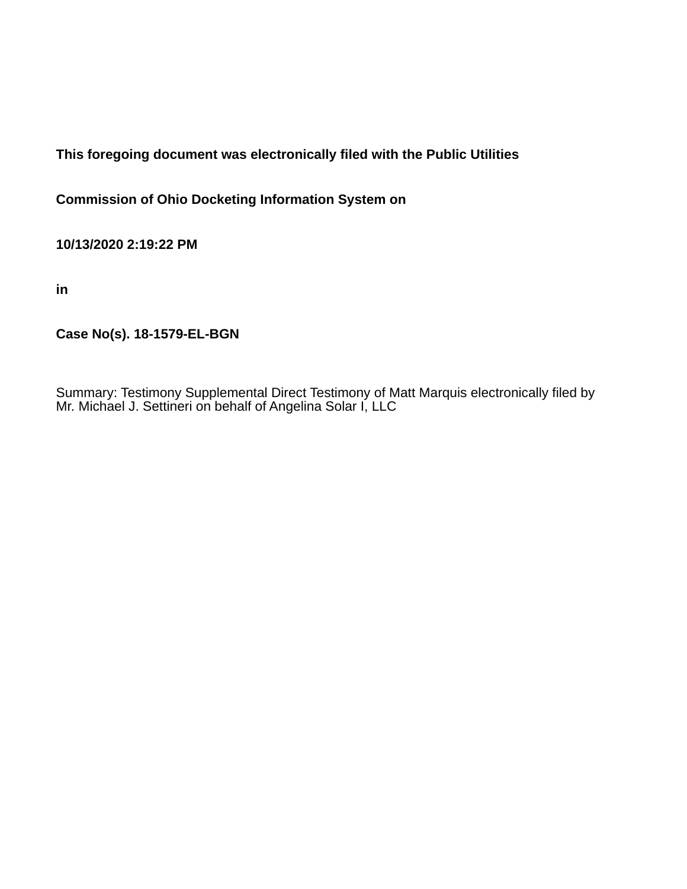**This foregoing document was electronically filed with the Public Utilities**

**Commission of Ohio Docketing Information System on**

**10/13/2020 2:19:22 PM**

**in**

**Case No(s). 18-1579-EL-BGN**

Summary: Testimony Supplemental Direct Testimony of Matt Marquis electronically filed by Mr. Michael J. Settineri on behalf of Angelina Solar I, LLC